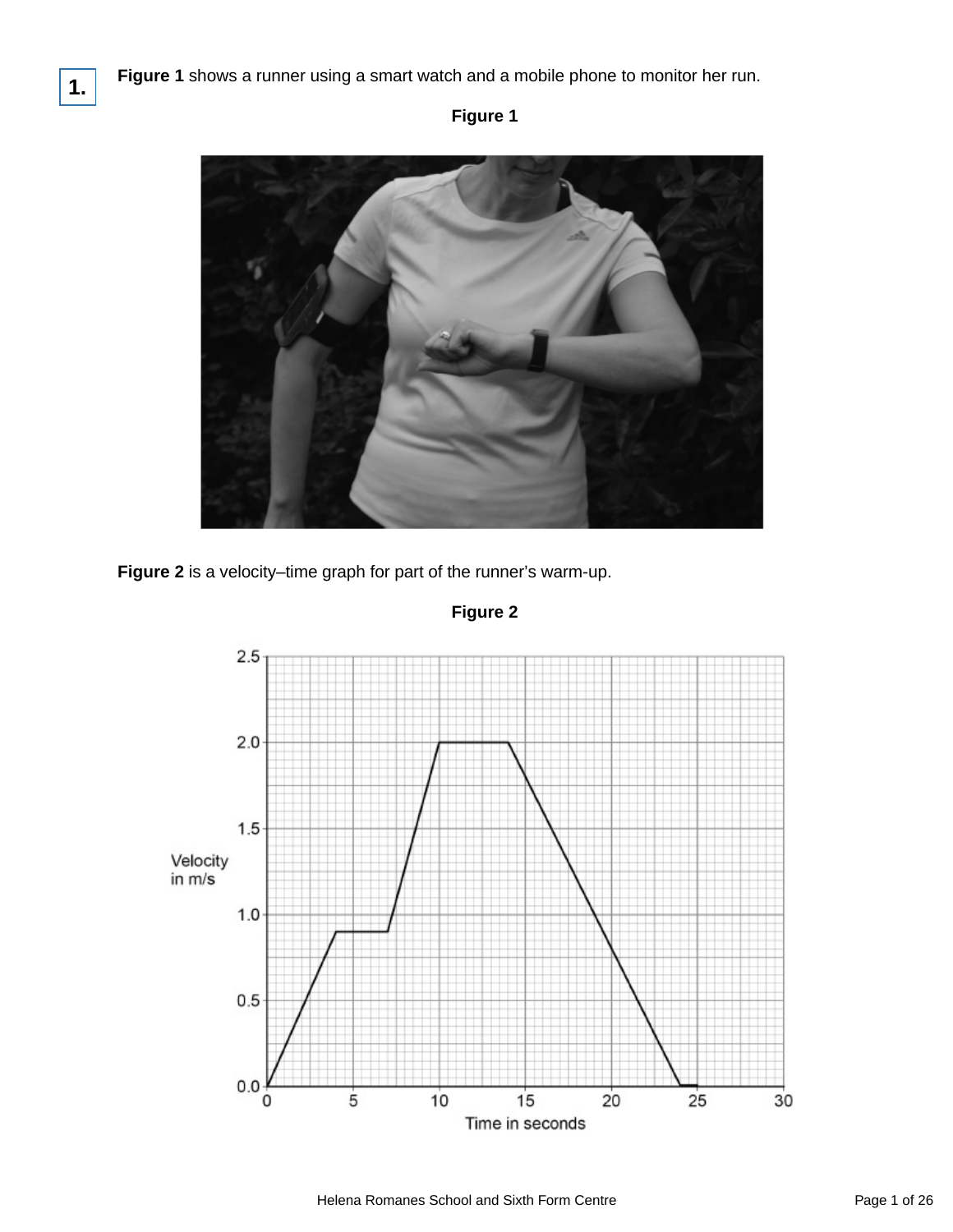**1.** **Figure 1** shows a runner using a smart watch and a mobile phone to monitor her run.

**Figure 1**

**Figure 2** is a velocity–time graph for part of the runner's warm-up.

**Figure 2**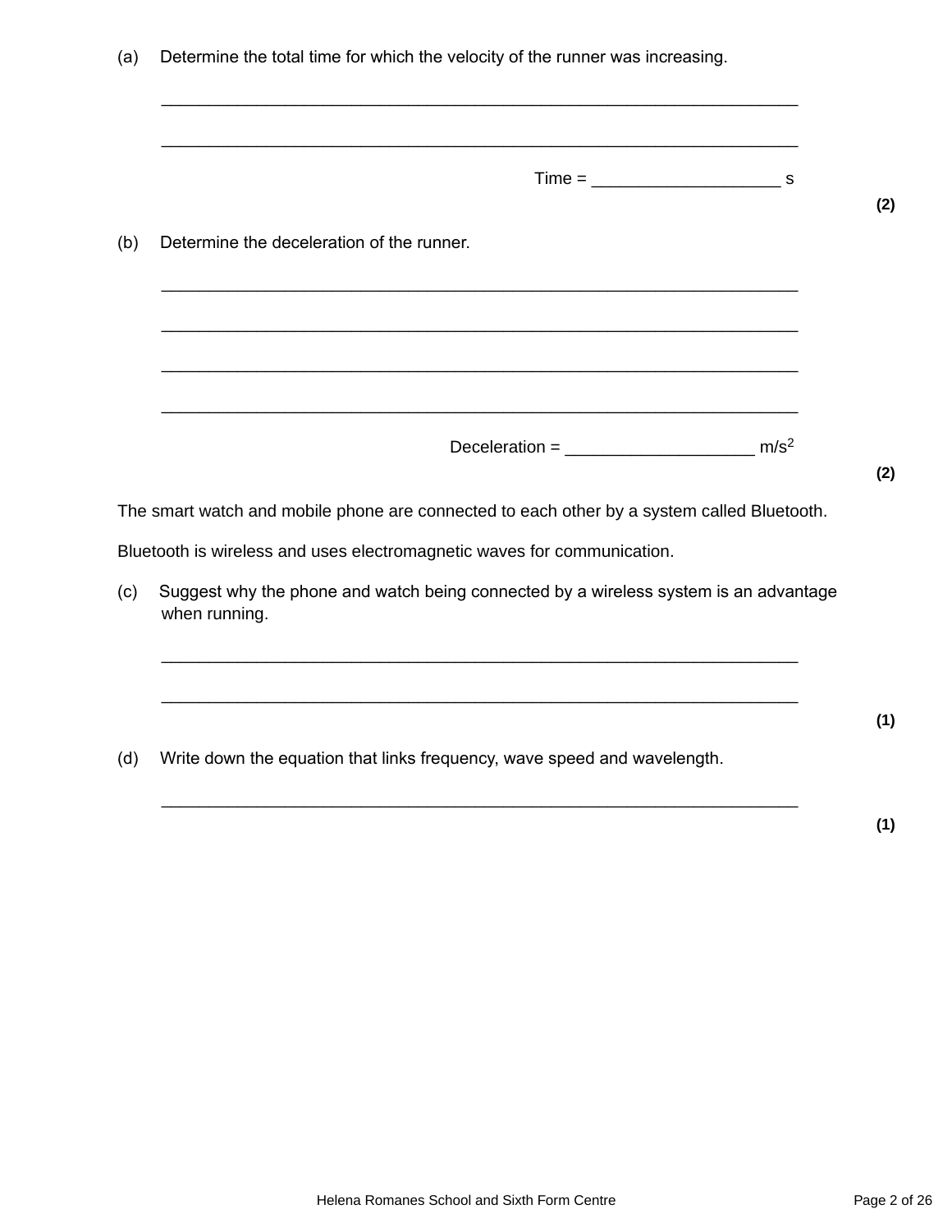(a) Determine the total time for which the velocity of the runner was increasing.

___________________________________________________________________

___________________________________________________________________

Time = ____________________ s

**(2)**

(b) Determine the deceleration of the runner.

___________________________________________________________________

___________________________________________________________________

___________________________________________________________________

___________________________________________________________________

Deceleration = ____________________ $m/s^2$

**(2)**

The smart watch and mobile phone are connected to each other by a system called Bluetooth.

Bluetooth is wireless and uses electromagnetic waves for communication.

(c) Suggest why the phone and watch being connected by a wireless system is an advantage when running.

___________________________________________________________________

___________________________________________________________________

**(1)**

(d) Write down the equation that links frequency, wave speed and wavelength.

___________________________________________________________________

**(1)**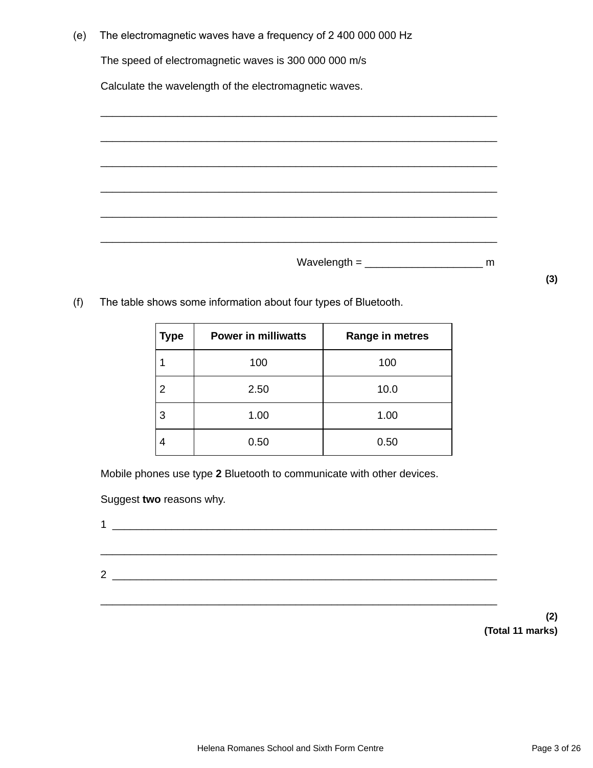(e) The electromagnetic waves have a frequency of 2 400 000 000 Hz

The speed of electromagnetic waves is 300 000 000 m/s

Calculate the wavelength of the electromagnetic waves.

___________________________________________________________________

___________________________________________________________________

___________________________________________________________________

___________________________________________________________________

___________________________________________________________________

___________________________________________________________________

Wavelength = ____________________ m

**(3)**

(f) The table shows some information about four types of Bluetooth.

| Type | Power in milliwatts | Range in metres |
|---|---|---|
| 1 | 100 | 100 |
| 2 | 2.50 | 10.0 |
| 3 | 1.00 | 1.00 |
| 4 | 0.50 | 0.50 |

Mobile phones use type **2** Bluetooth to communicate with other devices.

Suggest **two** reasons why.

1 ___________________________________________________________________

___________________________________________________________________

2 ___________________________________________________________________

___________________________________________________________________

**(2)**
**(Total 11 marks)**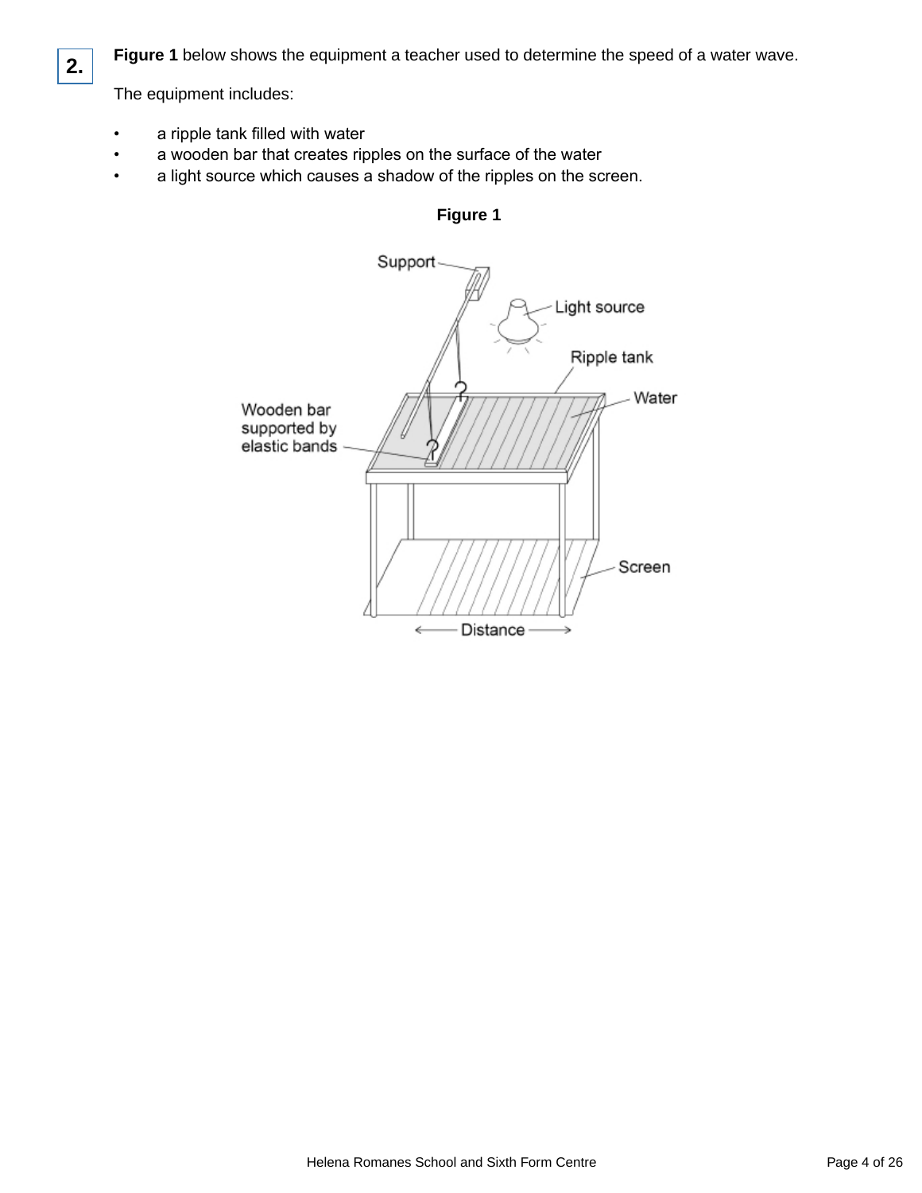**2.** **Figure 1** below shows the equipment a teacher used to determine the speed of a water wave.

The equipment includes:

- a ripple tank filled with water
- a wooden bar that creates ripples on the surface of the water
- a light source which causes a shadow of the ripples on the screen.

**Figure 1**

Support

Light source

Ripple tank

Water

Wooden bar supported by elastic bands

Screen

Distance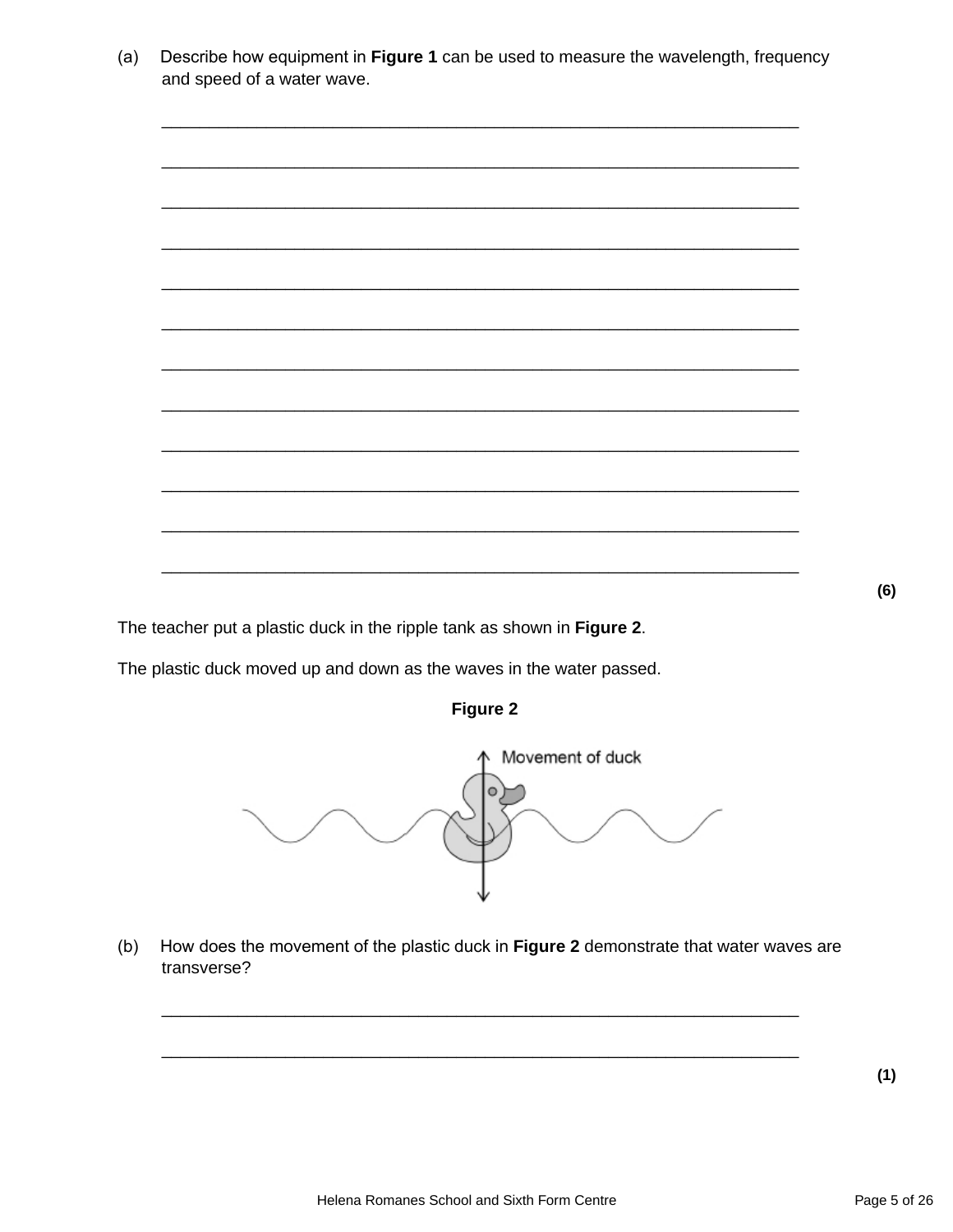(a) Describe how equipment in **Figure 1** can be used to measure the wavelength, frequency and speed of a water wave.

___________________________________________________________________

___________________________________________________________________

___________________________________________________________________

___________________________________________________________________

___________________________________________________________________

___________________________________________________________________

___________________________________________________________________

___________________________________________________________________

___________________________________________________________________

___________________________________________________________________

___________________________________________________________________

___________________________________________________________________

**(6)**

The teacher put a plastic duck in the ripple tank as shown in **Figure 2**.

The plastic duck moved up and down as the waves in the water passed.

**Figure 2**

Movement of duck

(b) How does the movement of the plastic duck in **Figure 2** demonstrate that water waves are transverse?

___________________________________________________________________

___________________________________________________________________

**(1)**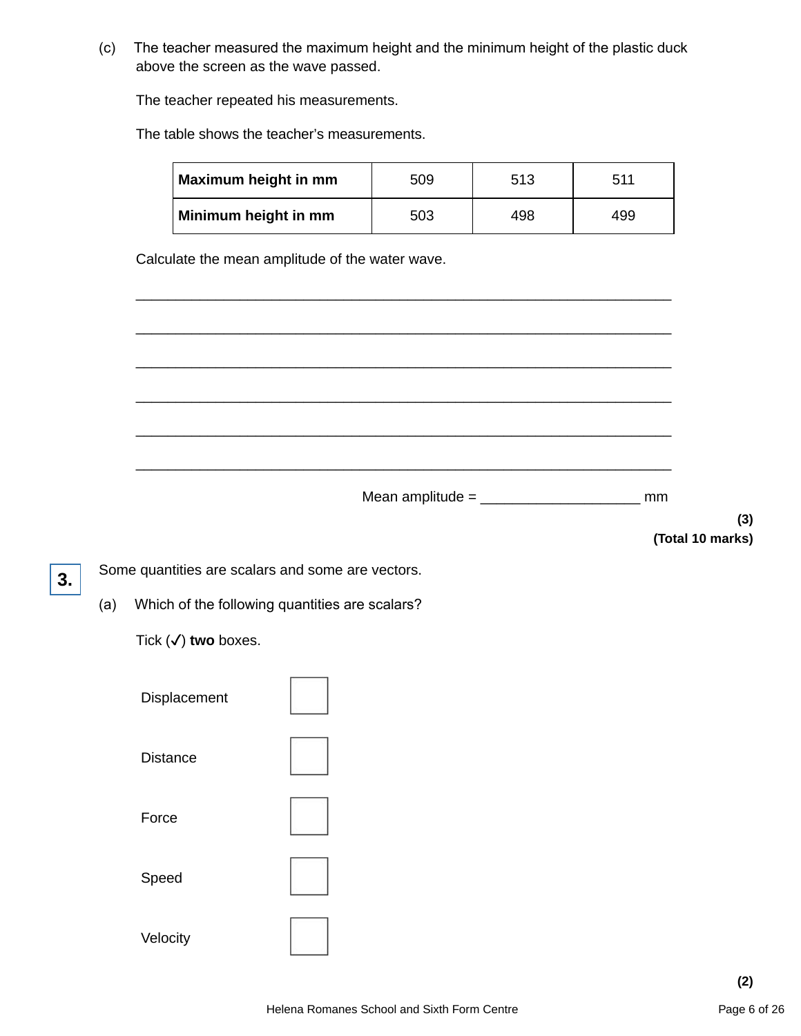(c) The teacher measured the maximum height and the minimum height of the plastic duck above the screen as the wave passed.

The teacher repeated his measurements.

The table shows the teacher's measurements.

| **Maximum height in mm** | 509 | 513 | 511 |
|---|---|---|---|
| **Minimum height in mm** | 503 | 498 | 499 |

Calculate the mean amplitude of the water wave.

___________________________________________________________________

___________________________________________________________________

___________________________________________________________________

___________________________________________________________________

___________________________________________________________________

___________________________________________________________________

Mean amplitude = ____________________ mm

**(3)**

**(Total 10 marks)**

**3.** Some quantities are scalars and some are vectors.

(a) Which of the following quantities are scalars?

Tick (✓) **two** boxes.

Displacement ☐

Distance ☐

Force ☐

Speed ☐

Velocity ☐

**(2)**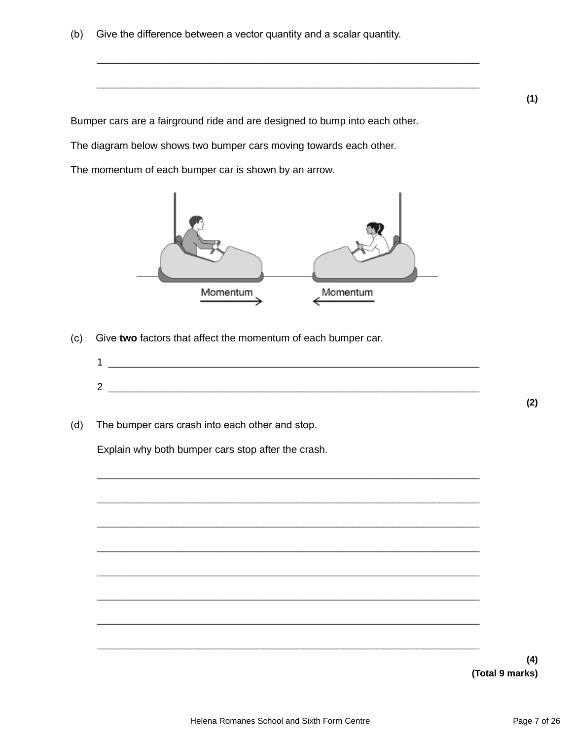(b) Give the difference between a vector quantity and a scalar quantity.

___________________________________________________________________

___________________________________________________________________

**(1)**

Bumper cars are a fairground ride and are designed to bump into each other.

The diagram below shows two bumper cars moving towards each other.

The momentum of each bumper car is shown by an arrow.

(c) Give **two** factors that affect the momentum of each bumper car.

1 ___________________________________________________________________

2 ___________________________________________________________________

**(2)**

(d) The bumper cars crash into each other and stop.

Explain why both bumper cars stop after the crash.

___________________________________________________________________

___________________________________________________________________

___________________________________________________________________

___________________________________________________________________

___________________________________________________________________

___________________________________________________________________

___________________________________________________________________

___________________________________________________________________

**(4)**

**(Total 9 marks)**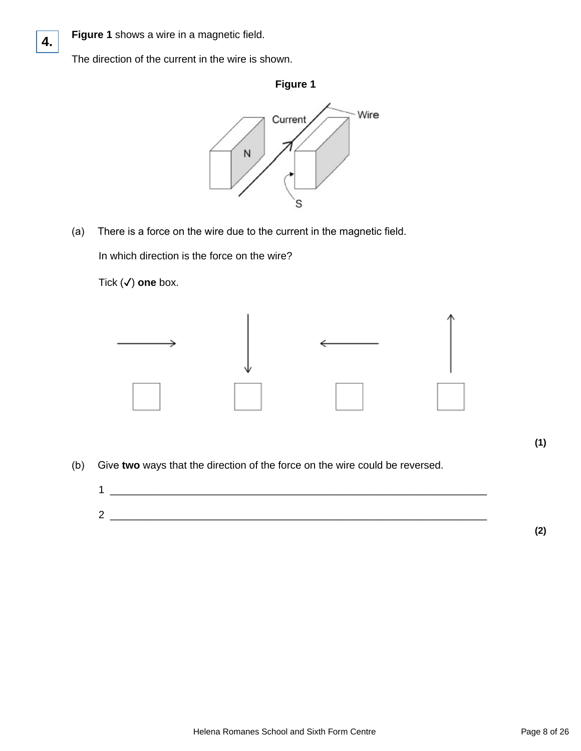**4.** **Figure 1** shows a wire in a magnetic field.

The direction of the current in the wire is shown.

**Figure 1**

(a) There is a force on the wire due to the current in the magnetic field.

In which direction is the force on the wire?

Tick (✓) **one** box.

| → | ↓ | ← | ↑ |
|---|---|---|---|
| ☐ | ☐ | ☐ | ☐ |

**(1)**

(b) Give **two** ways that the direction of the force on the wire could be reversed.

1 ___________________________________________________________________

2 ___________________________________________________________________

**(2)**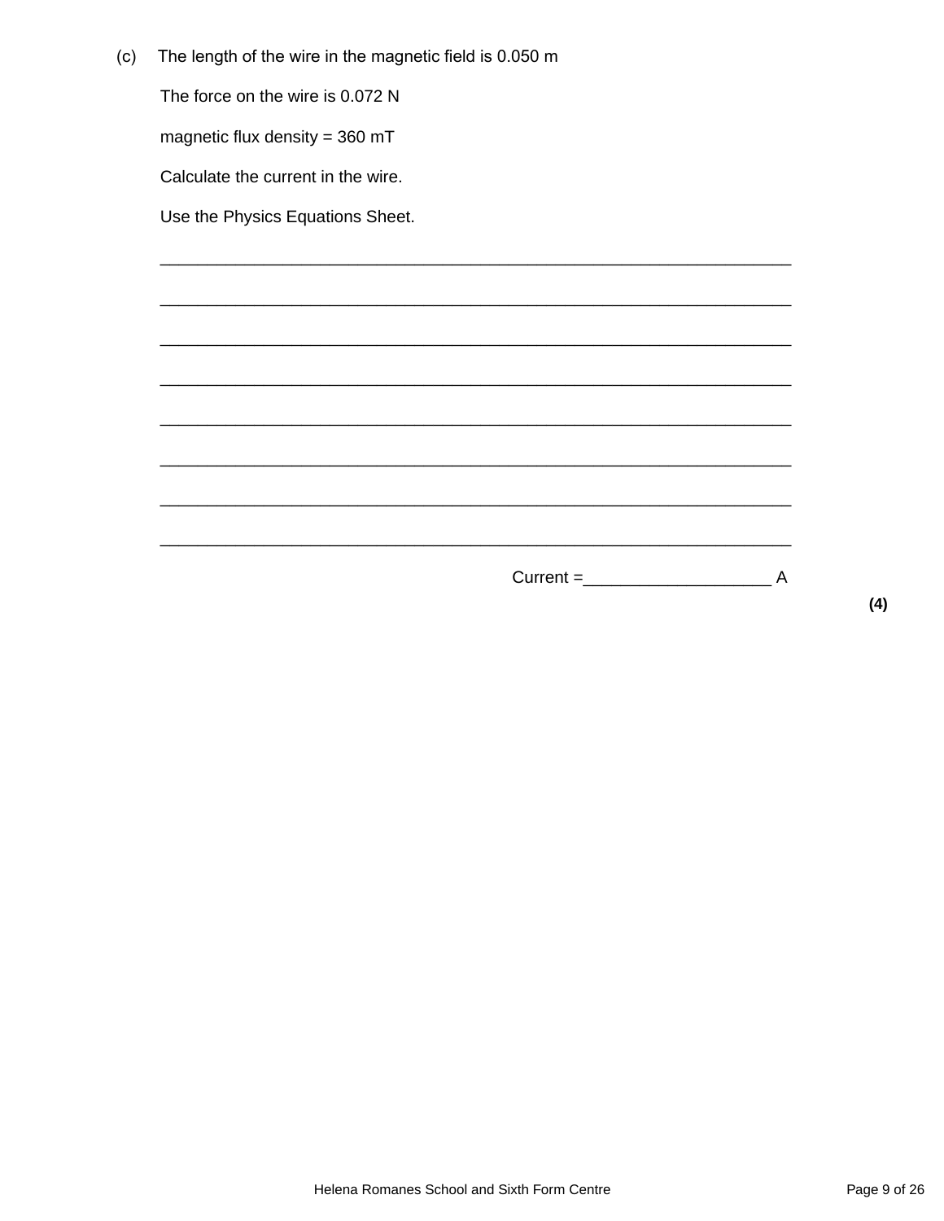(c) The length of the wire in the magnetic field is 0.050 m

The force on the wire is 0.072 N

magnetic flux density = 360 mT

Calculate the current in the wire.

Use the Physics Equations Sheet.

___________________________________________________________________

___________________________________________________________________

___________________________________________________________________

___________________________________________________________________

___________________________________________________________________

___________________________________________________________________

___________________________________________________________________

___________________________________________________________________

Current = ____________________ A

**(4)**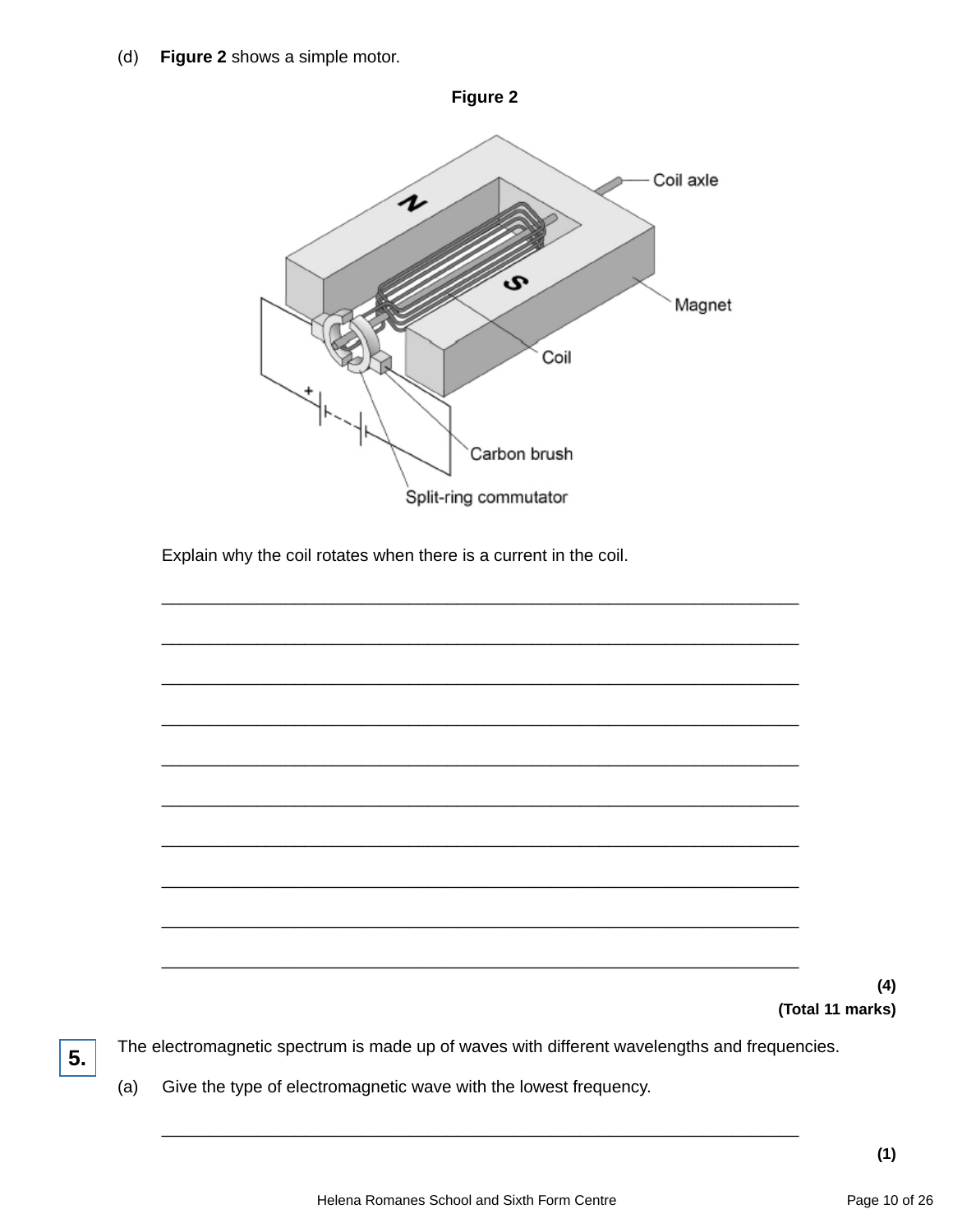(d) **Figure 2** shows a simple motor.

**Figure 2**

Explain why the coil rotates when there is a current in the coil.

___________________________________________________________________

___________________________________________________________________

___________________________________________________________________

___________________________________________________________________

___________________________________________________________________

___________________________________________________________________

___________________________________________________________________

___________________________________________________________________

___________________________________________________________________

___________________________________________________________________

**(4)**

**(Total 11 marks)**

**5.** The electromagnetic spectrum is made up of waves with different wavelengths and frequencies.

(a) Give the type of electromagnetic wave with the lowest frequency.

___________________________________________________________________

**(1)**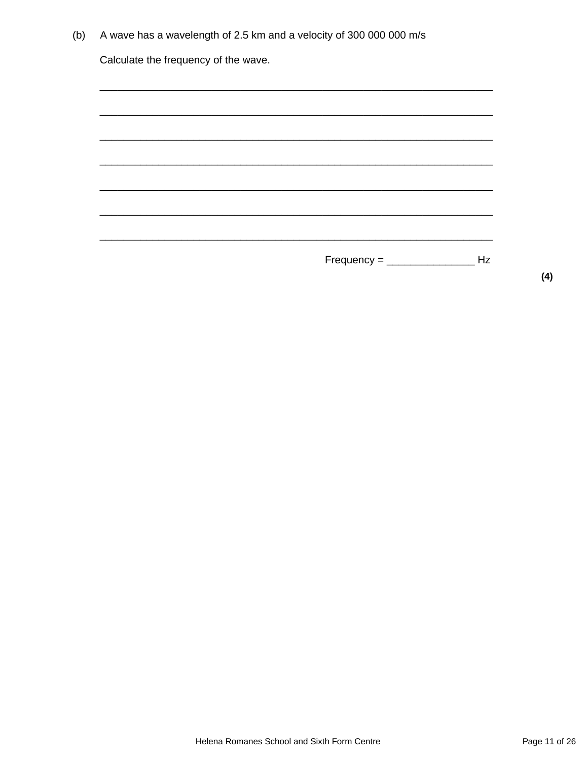(b) A wave has a wavelength of 2.5 km and a velocity of 300 000 000 m/s

Calculate the frequency of the wave.

___________________________________________________________________

___________________________________________________________________

___________________________________________________________________

___________________________________________________________________

___________________________________________________________________

___________________________________________________________________

___________________________________________________________________

Frequency = _______________ Hz

**(4)**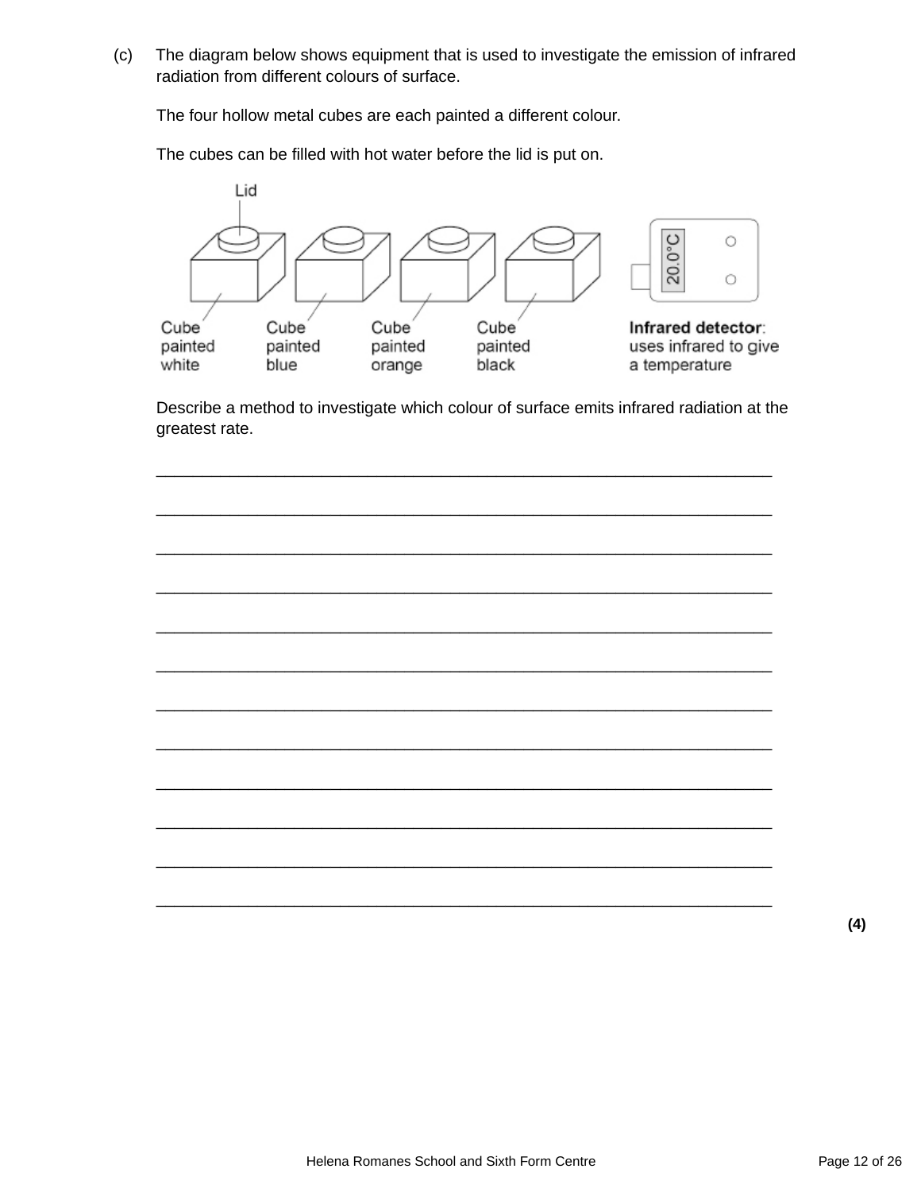(c) The diagram below shows equipment that is used to investigate the emission of infrared radiation from different colours of surface.

The four hollow metal cubes are each painted a different colour.

The cubes can be filled with hot water before the lid is put on.

Lid

Cube painted white | Cube painted blue | Cube painted orange | Cube painted black | **Infrared detector**: uses infrared to give a temperature

20.0°C

Describe a method to investigate which colour of surface emits infrared radiation at the greatest rate.

___________________________________________________________________

___________________________________________________________________

___________________________________________________________________

___________________________________________________________________

___________________________________________________________________

___________________________________________________________________

___________________________________________________________________

___________________________________________________________________

___________________________________________________________________

___________________________________________________________________

___________________________________________________________________

___________________________________________________________________

**(4)**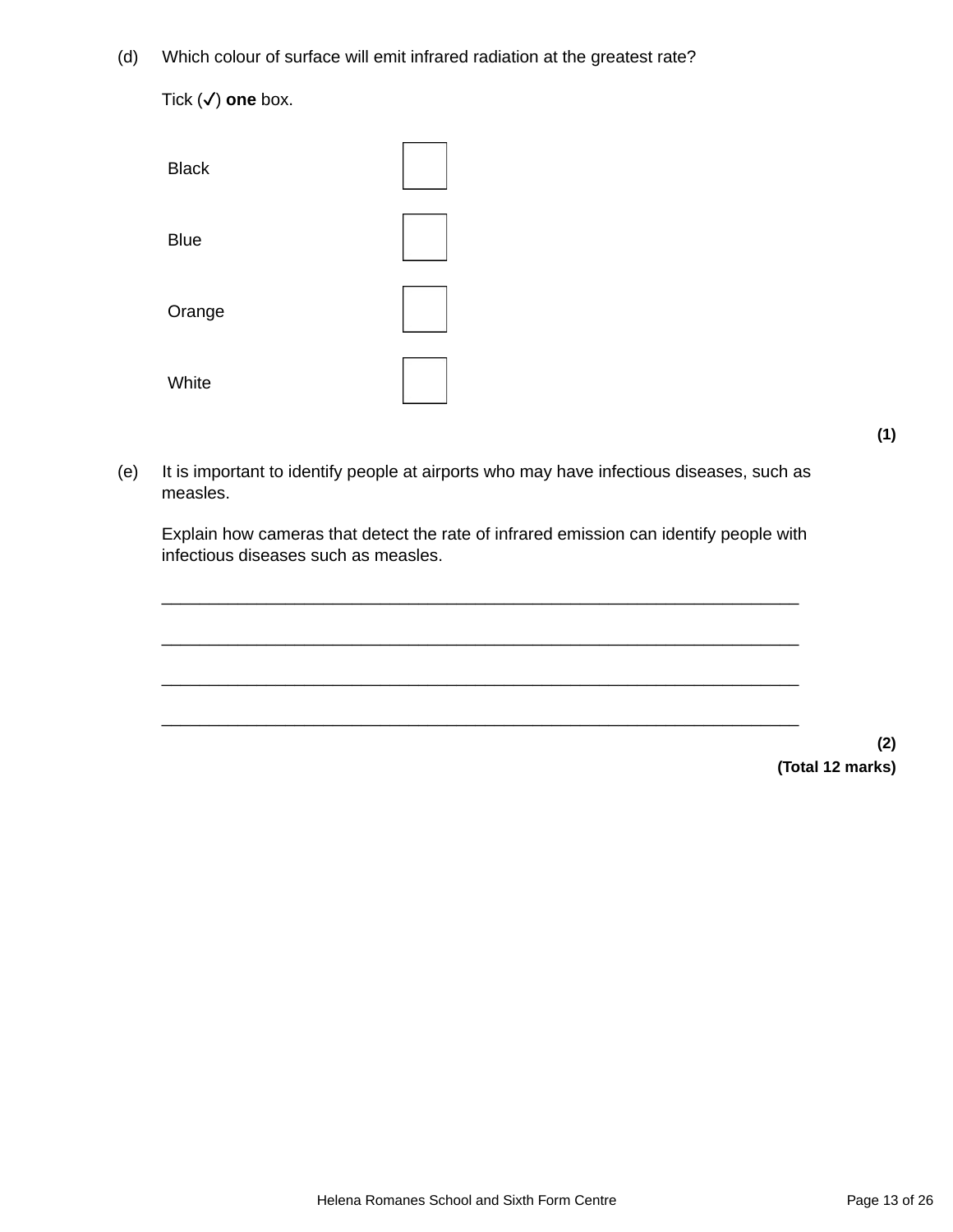(d) Which colour of surface will emit infrared radiation at the greatest rate?

Tick (✓) **one** box.

| | |
|---|---|
| Black | ☐ |
| Blue | ☐ |
| Orange | ☐ |
| White | ☐ |

**(1)**

(e) It is important to identify people at airports who may have infectious diseases, such as measles.

Explain how cameras that detect the rate of infrared emission can identify people with infectious diseases such as measles.

___________________________________________________________________

___________________________________________________________________

___________________________________________________________________

___________________________________________________________________

**(2)**

**(Total 12 marks)**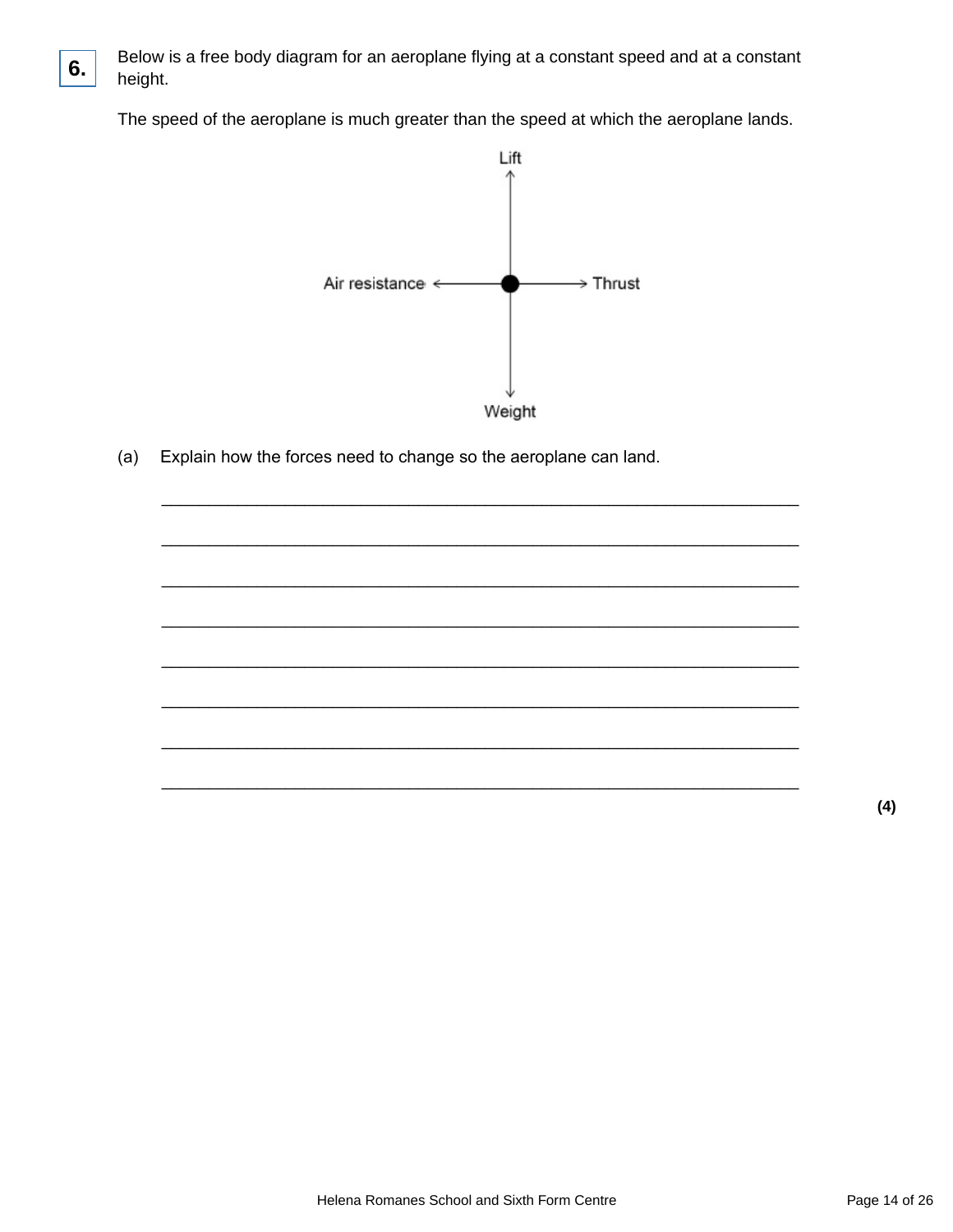**6.** Below is a free body diagram for an aeroplane flying at a constant speed and at a constant height.

The speed of the aeroplane is much greater than the speed at which the aeroplane lands.

Lift

Air resistance ← ● → Thrust

Weight

(a) Explain how the forces need to change so the aeroplane can land.

___________________________________________________________________

___________________________________________________________________

___________________________________________________________________

___________________________________________________________________

___________________________________________________________________

___________________________________________________________________

___________________________________________________________________

___________________________________________________________________

**(4)**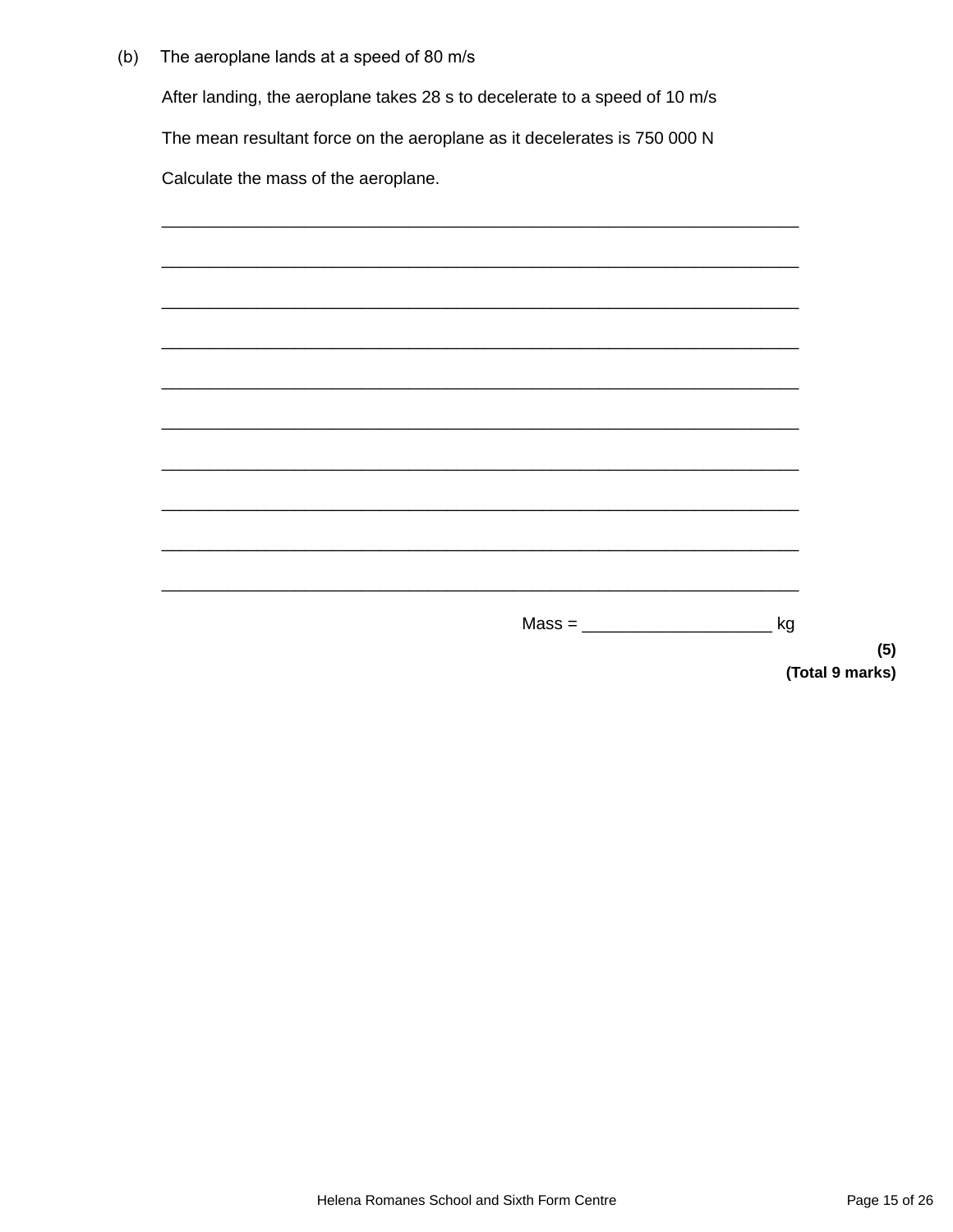(b) The aeroplane lands at a speed of 80 m/s

After landing, the aeroplane takes 28 s to decelerate to a speed of 10 m/s

The mean resultant force on the aeroplane as it decelerates is 750 000 N

Calculate the mass of the aeroplane.

___________________________________________________________________

___________________________________________________________________

___________________________________________________________________

___________________________________________________________________

___________________________________________________________________

___________________________________________________________________

___________________________________________________________________

___________________________________________________________________

___________________________________________________________________

___________________________________________________________________

Mass = ____________________ kg

**(5)**

**(Total 9 marks)**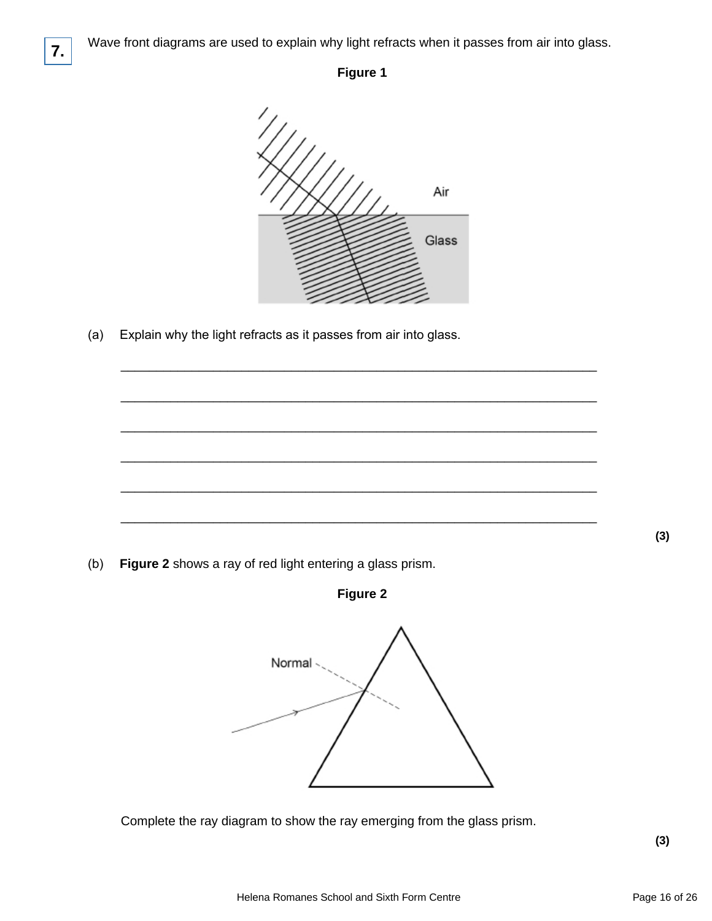**7.** Wave front diagrams are used to explain why light refracts when it passes from air into glass.

**Figure 1**

Air

Glass

(a) Explain why the light refracts as it passes from air into glass.

___________________________________________________________________

___________________________________________________________________

___________________________________________________________________

___________________________________________________________________

___________________________________________________________________

___________________________________________________________________

**(3)**

(b) **Figure 2** shows a ray of red light entering a glass prism.

**Figure 2**

Normal

Complete the ray diagram to show the ray emerging from the glass prism.

**(3)**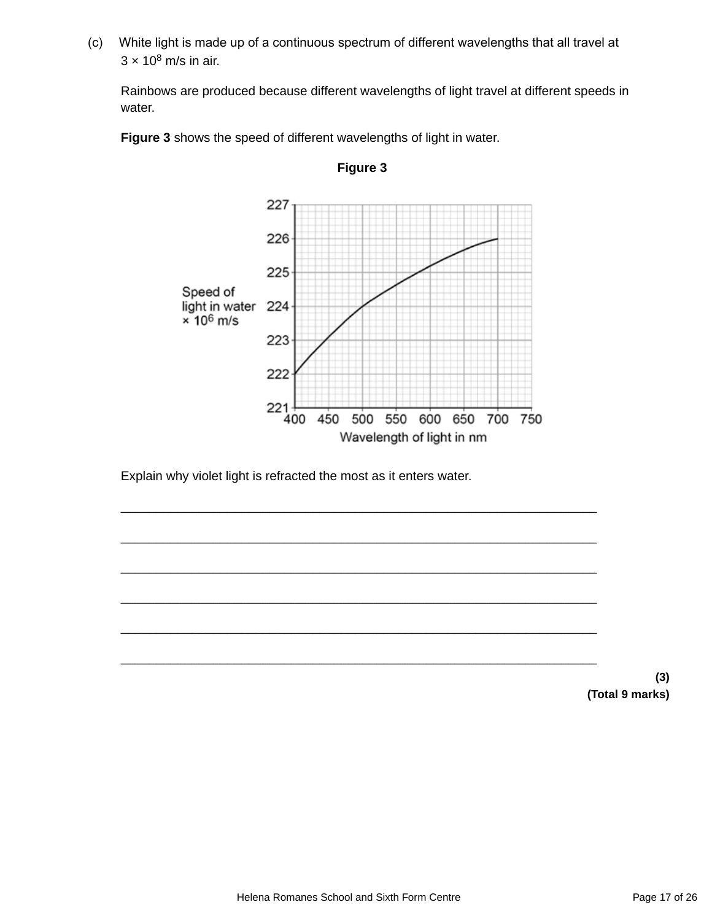(c) White light is made up of a continuous spectrum of different wavelengths that all travel at $3 \times 10^8$ m/s in air.

Rainbows are produced because different wavelengths of light travel at different speeds in water.

**Figure 3** shows the speed of different wavelengths of light in water.

**Figure 3**

Speed of light in water $\times 10^6$ m/s

227
226
225
224
223
222
221

400 450 500 550 600 650 700 750

Wavelength of light in nm

Explain why violet light is refracted the most as it enters water.

___________________________________________________________________

___________________________________________________________________

___________________________________________________________________

___________________________________________________________________

___________________________________________________________________

___________________________________________________________________

**(3)**

**(Total 9 marks)**